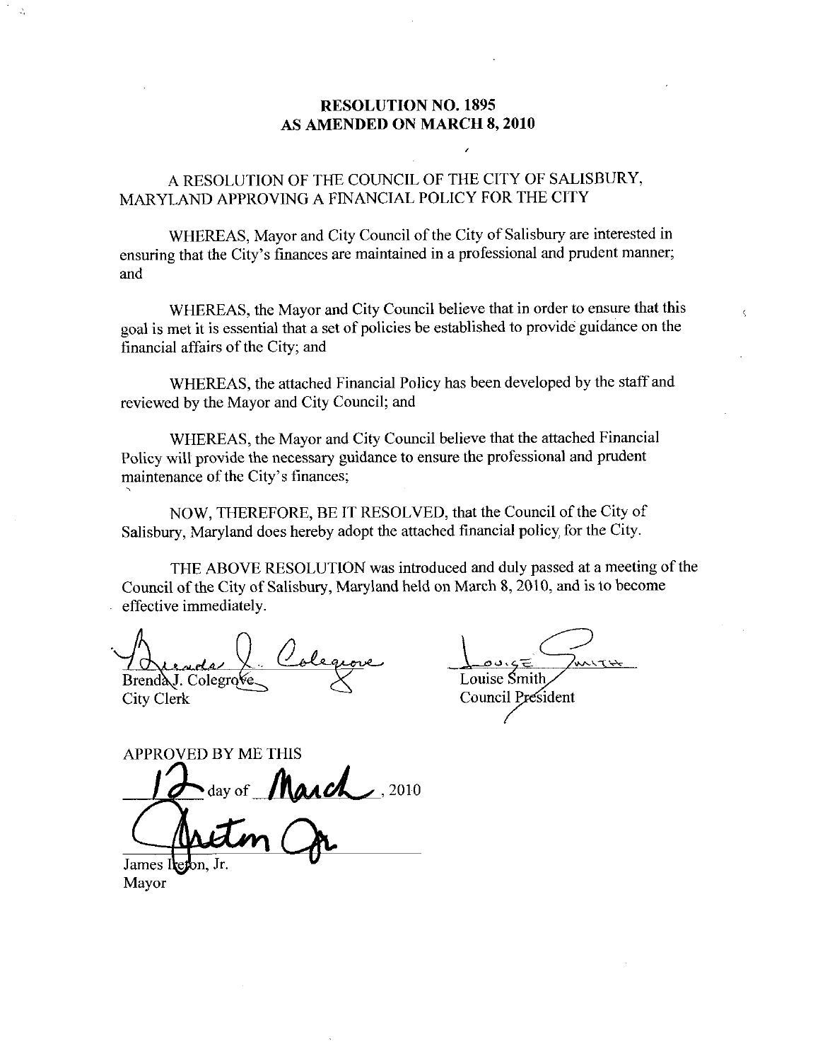# RESOLUTION NO. 1895
# AS AMENDED ON MARCH 8, 2010

A RESOLUTION OF THE COUNCIL OF THE CITY OF SALISBURY, MARYLAND APPROVING A FINANCIAL POLICY FOR THE CITY

WHEREAS, Mayor and City Council of the City of Salisbury are interested in ensuring that the City's finances are maintained in a professional and prudent manner; and

WHEREAS, the Mayor and City Council believe that in order to ensure that this goal is met it is essential that a set of policies be established to provide guidance on the financial affairs of the City; and

WHEREAS, the attached Financial Policy has been developed by the staff and reviewed by the Mayor and City Council; and

WHEREAS, the Mayor and City Council believe that the attached Financial Policy will provide the necessary guidance to ensure the professional and prudent maintenance of the City's finances;

NOW, THEREFORE, BE IT RESOLVED, that the Council of the City of Salisbury, Maryland does hereby adopt the attached financial policy for the City.

THE ABOVE RESOLUTION was introduced and duly passed at a meeting of the Council of the City of Salisbury, Maryland held on March 8, 2010, and is to become effective immediately.

Brenda J. Colegrove
City Clerk

Louise Smith
Council President

APPROVED BY ME THIS

12 day of March, 2010

James Ireton, Jr.
Mayor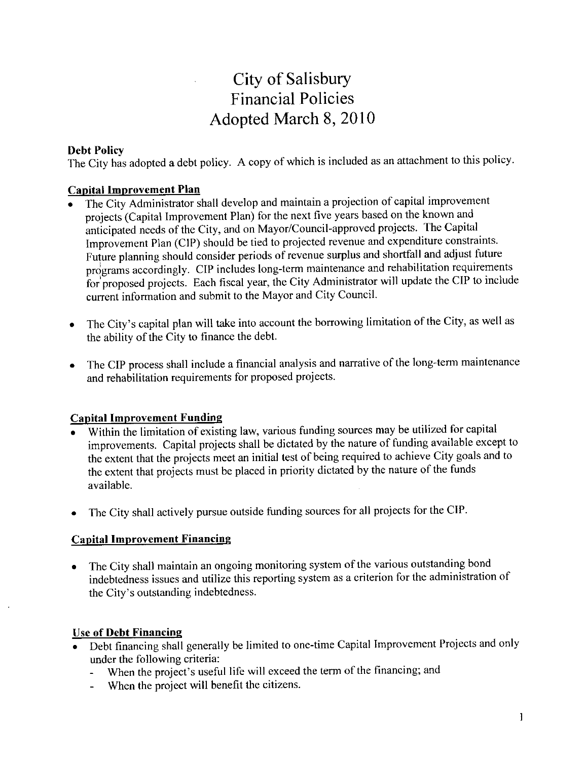# City of Salisbury
# Financial Policies
# Adopted March 8, 2010

**Debt Policy**

The City has adopted a debt policy. A copy of which is included as an attachment to this policy.

**Capital Improvement Plan**

- The City Administrator shall develop and maintain a projection of capital improvement projects (Capital Improvement Plan) for the next five years based on the known and anticipated needs of the City, and on Mayor/Council-approved projects. The Capital Improvement Plan (CIP) should be tied to projected revenue and expenditure constraints. Future planning should consider periods of revenue surplus and shortfall and adjust future programs accordingly. CIP includes long-term maintenance and rehabilitation requirements for proposed projects. Each fiscal year, the City Administrator will update the CIP to include current information and submit to the Mayor and City Council.

- The City's capital plan will take into account the borrowing limitation of the City, as well as the ability of the City to finance the debt.

- The CIP process shall include a financial analysis and narrative of the long-term maintenance and rehabilitation requirements for proposed projects.

**Capital Improvement Funding**

- Within the limitation of existing law, various funding sources may be utilized for capital improvements. Capital projects shall be dictated by the nature of funding available except to the extent that the projects meet an initial test of being required to achieve City goals and to the extent that projects must be placed in priority dictated by the nature of the funds available.

- The City shall actively pursue outside funding sources for all projects for the CIP.

**Capital Improvement Financing**

- The City shall maintain an ongoing monitoring system of the various outstanding bond indebtedness issues and utilize this reporting system as a criterion for the administration of the City's outstanding indebtedness.

**Use of Debt Financing**

- Debt financing shall generally be limited to one-time Capital Improvement Projects and only under the following criteria:
  - When the project's useful life will exceed the term of the financing; and
  - When the project will benefit the citizens.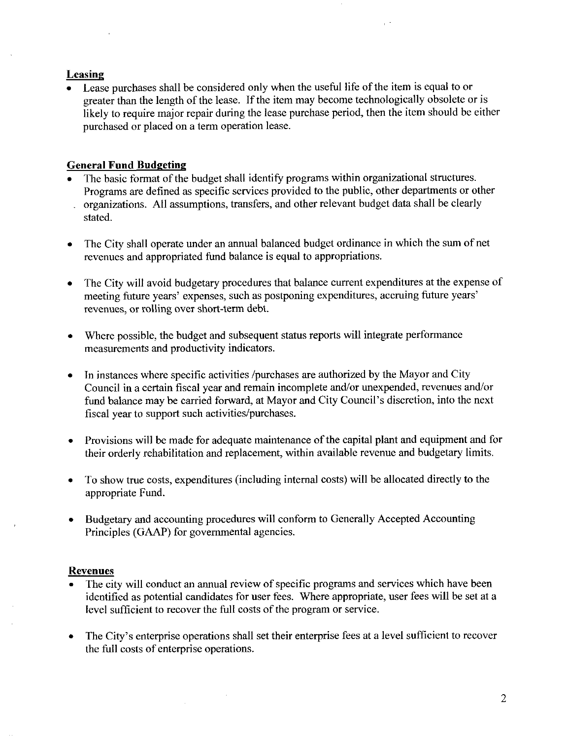## Leasing

- Lease purchases shall be considered only when the useful life of the item is equal to or greater than the length of the lease. If the item may become technologically obsolete or is likely to require major repair during the lease purchase period, then the item should be either purchased or placed on a term operation lease.

## General Fund Budgeting

- The basic format of the budget shall identify programs within organizational structures. Programs are defined as specific services provided to the public, other departments or other organizations. All assumptions, transfers, and other relevant budget data shall be clearly stated.

- The City shall operate under an annual balanced budget ordinance in which the sum of net revenues and appropriated fund balance is equal to appropriations.

- The City will avoid budgetary procedures that balance current expenditures at the expense of meeting future years' expenses, such as postponing expenditures, accruing future years' revenues, or rolling over short-term debt.

- Where possible, the budget and subsequent status reports will integrate performance measurements and productivity indicators.

- In instances where specific activities /purchases are authorized by the Mayor and City Council in a certain fiscal year and remain incomplete and/or unexpended, revenues and/or fund balance may be carried forward, at Mayor and City Council's discretion, into the next fiscal year to support such activities/purchases.

- Provisions will be made for adequate maintenance of the capital plant and equipment and for their orderly rehabilitation and replacement, within available revenue and budgetary limits.

- To show true costs, expenditures (including internal costs) will be allocated directly to the appropriate Fund.

- Budgetary and accounting procedures will conform to Generally Accepted Accounting Principles (GAAP) for governmental agencies.

## Revenues

- The city will conduct an annual review of specific programs and services which have been identified as potential candidates for user fees. Where appropriate, user fees will be set at a level sufficient to recover the full costs of the program or service.

- The City's enterprise operations shall set their enterprise fees at a level sufficient to recover the full costs of enterprise operations.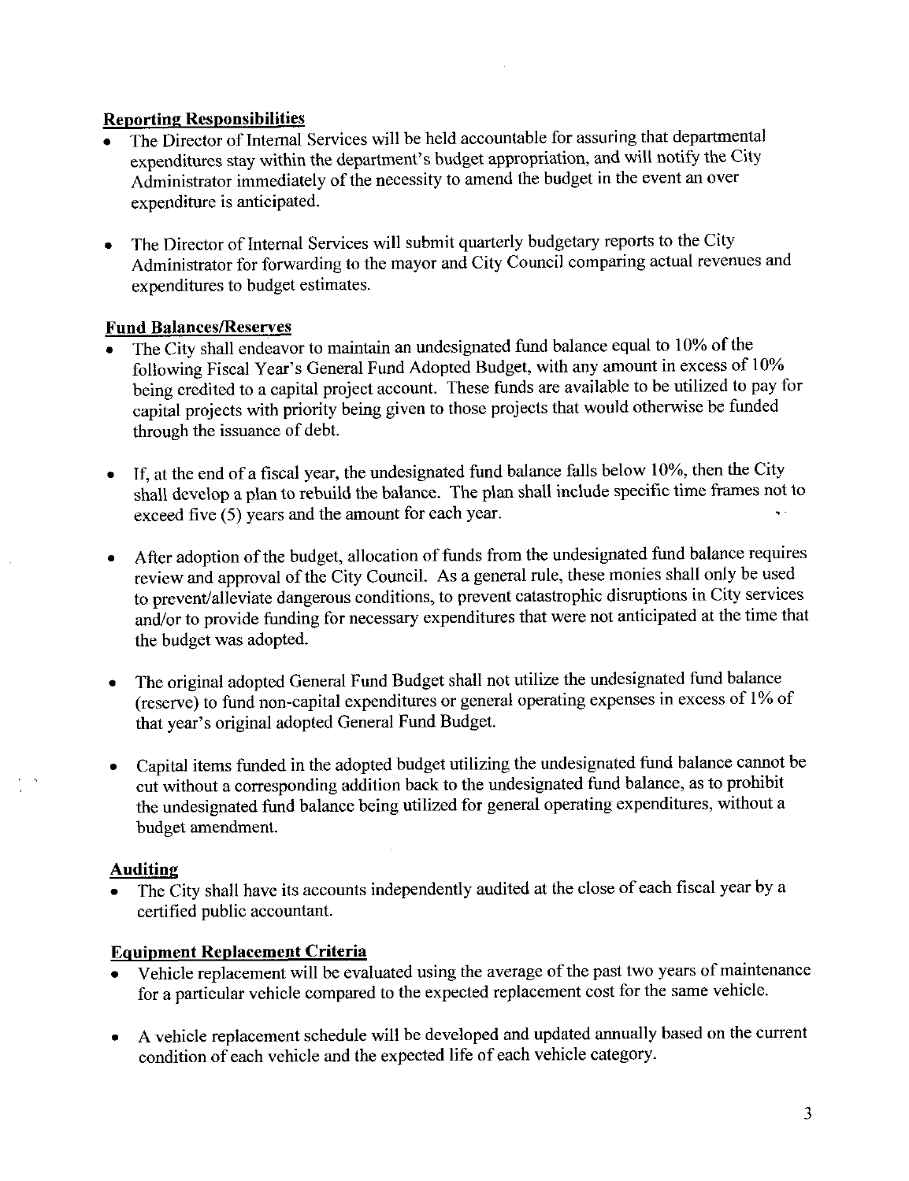**Reporting Responsibilities**

- The Director of Internal Services will be held accountable for assuring that departmental expenditures stay within the department's budget appropriation, and will notify the City Administrator immediately of the necessity to amend the budget in the event an over expenditure is anticipated.

- The Director of Internal Services will submit quarterly budgetary reports to the City Administrator for forwarding to the mayor and City Council comparing actual revenues and expenditures to budget estimates.

**Fund Balances/Reserves**

- The City shall endeavor to maintain an undesignated fund balance equal to 10% of the following Fiscal Year's General Fund Adopted Budget, with any amount in excess of 10% being credited to a capital project account. These funds are available to be utilized to pay for capital projects with priority being given to those projects that would otherwise be funded through the issuance of debt.

- If, at the end of a fiscal year, the undesignated fund balance falls below 10%, then the City shall develop a plan to rebuild the balance. The plan shall include specific time frames not to exceed five (5) years and the amount for each year.

- After adoption of the budget, allocation of funds from the undesignated fund balance requires review and approval of the City Council. As a general rule, these monies shall only be used to prevent/alleviate dangerous conditions, to prevent catastrophic disruptions in City services and/or to provide funding for necessary expenditures that were not anticipated at the time that the budget was adopted.

- The original adopted General Fund Budget shall not utilize the undesignated fund balance (reserve) to fund non-capital expenditures or general operating expenses in excess of 1% of that year's original adopted General Fund Budget.

- Capital items funded in the adopted budget utilizing the undesignated fund balance cannot be cut without a corresponding addition back to the undesignated fund balance, as to prohibit the undesignated fund balance being utilized for general operating expenditures, without a budget amendment.

**Auditing**

- The City shall have its accounts independently audited at the close of each fiscal year by a certified public accountant.

**Equipment Replacement Criteria**

- Vehicle replacement will be evaluated using the average of the past two years of maintenance for a particular vehicle compared to the expected replacement cost for the same vehicle.

- A vehicle replacement schedule will be developed and updated annually based on the current condition of each vehicle and the expected life of each vehicle category.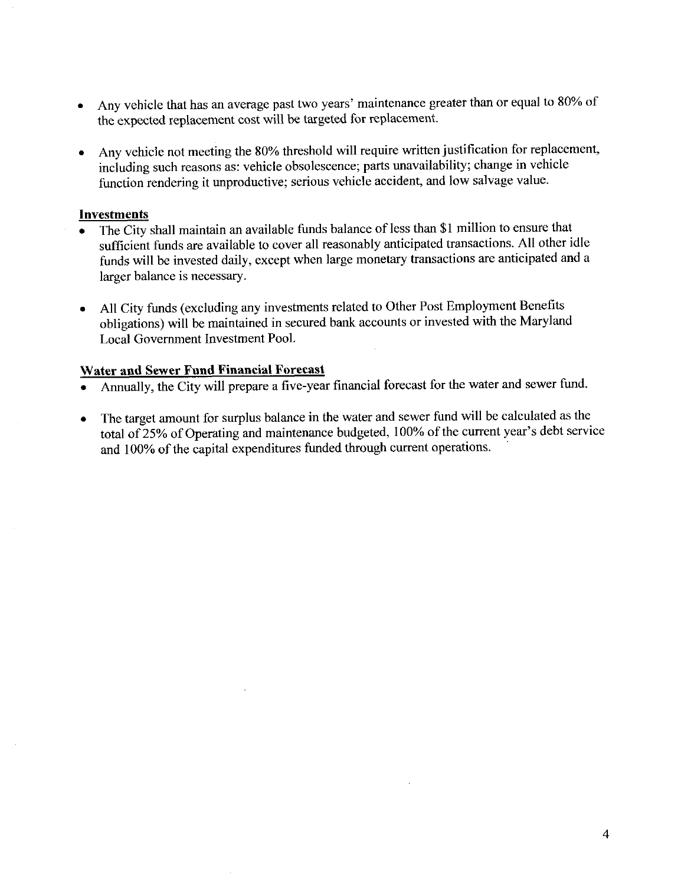- Any vehicle that has an average past two years' maintenance greater than or equal to 80% of the expected replacement cost will be targeted for replacement.

- Any vehicle not meeting the 80% threshold will require written justification for replacement, including such reasons as: vehicle obsolescence; parts unavailability; change in vehicle function rendering it unproductive; serious vehicle accident, and low salvage value.

**Investments**

- The City shall maintain an available funds balance of less than $1 million to ensure that sufficient funds are available to cover all reasonably anticipated transactions. All other idle funds will be invested daily, except when large monetary transactions are anticipated and a larger balance is necessary.

- All City funds (excluding any investments related to Other Post Employment Benefits obligations) will be maintained in secured bank accounts or invested with the Maryland Local Government Investment Pool.

**Water and Sewer Fund Financial Forecast**

- Annually, the City will prepare a five-year financial forecast for the water and sewer fund.

- The target amount for surplus balance in the water and sewer fund will be calculated as the total of 25% of Operating and maintenance budgeted, 100% of the current year's debt service and 100% of the capital expenditures funded through current operations.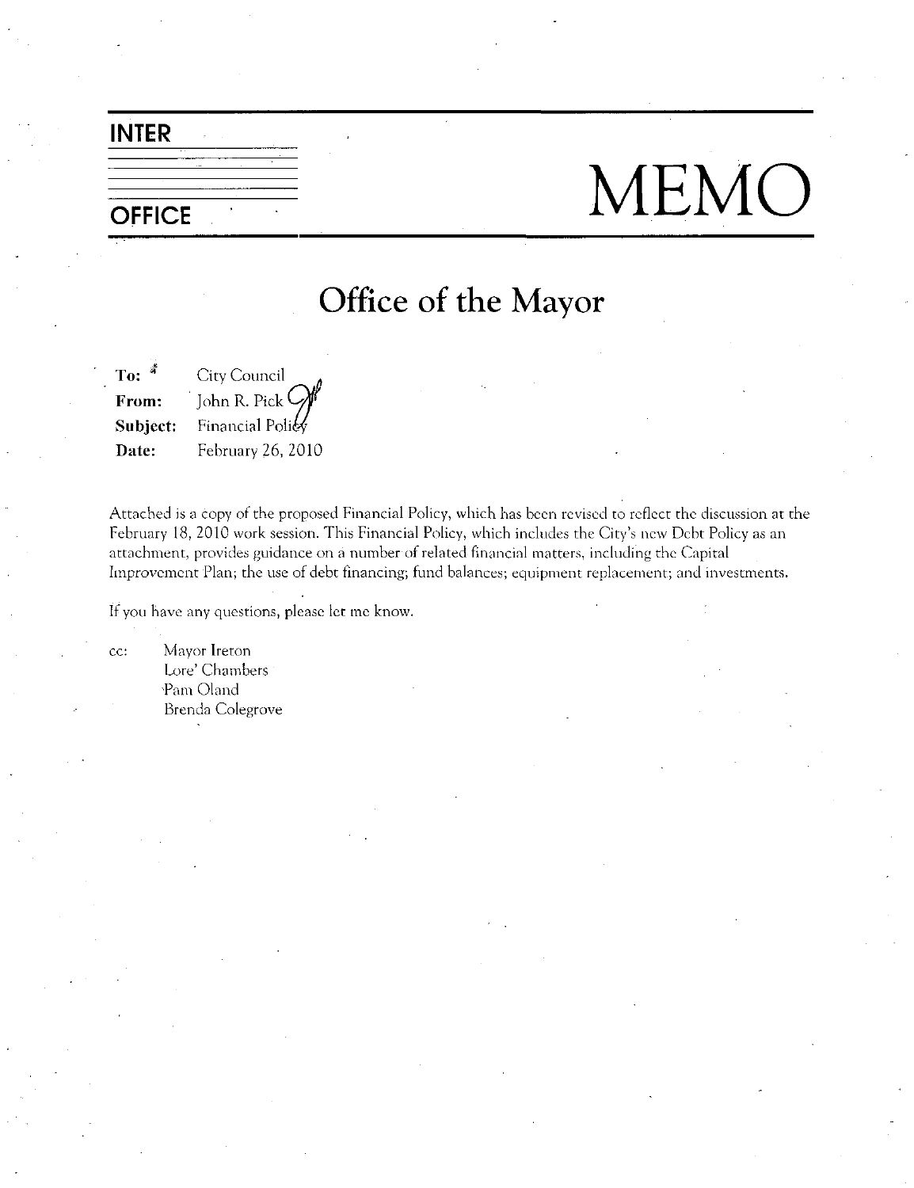**INTER OFFICE**

# MEMO

## Office of the Mayor

**To:** City Council
**From:** John R. Pick
**Subject:** Financial Policy
**Date:** February 26, 2010

Attached is a copy of the proposed Financial Policy, which has been revised to reflect the discussion at the February 18, 2010 work session. This Financial Policy, which includes the City's new Debt Policy as an attachment, provides guidance on a number of related financial matters, including the Capital Improvement Plan; the use of debt financing; fund balances; equipment replacement; and investments.

If you have any questions, please let me know.

cc: Mayor Ireton
Lore' Chambers
Pam Oland
Brenda Colegrove